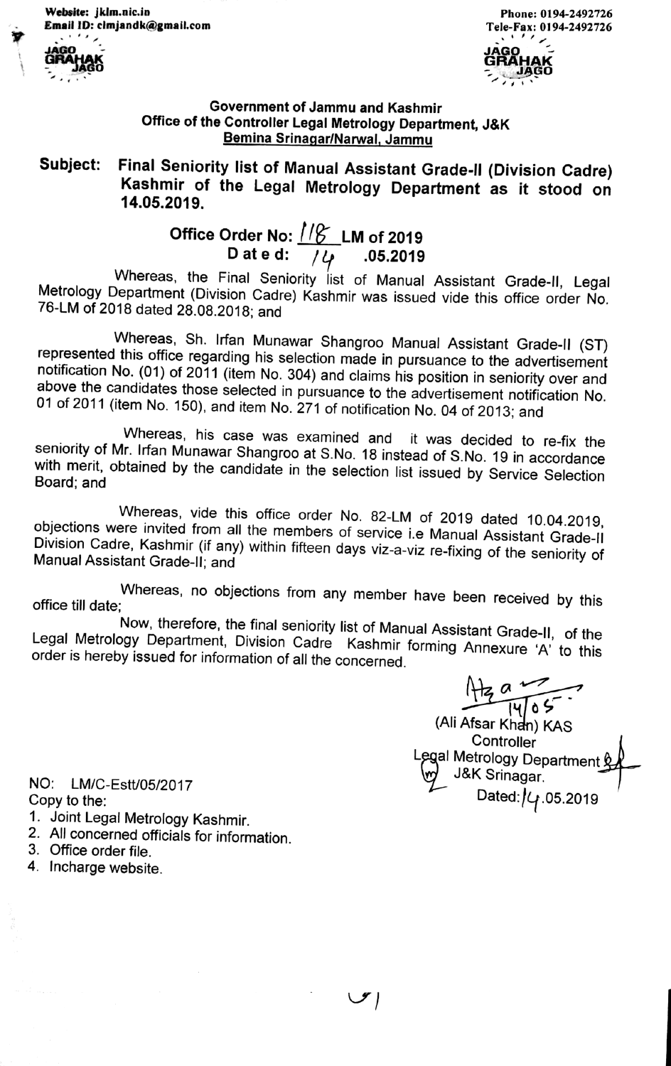Website: jklm.nic.in
Email ID: clmjandk@gmail.com

Phone: 0194-2492726
Tele-Fax: 0194-2492726

JAGO GRAHAK JAGO

JAGO GRAHAK JAGO

**Government of Jammu and Kashmir**
**Office of the Controller Legal Metrology Department, J&K**
**Bemina Srinagar/Narwal, Jammu**

**Subject: Final Seniority list of Manual Assistant Grade-II (Division Cadre) Kashmir of the Legal Metrology Department as it stood on 14.05.2019.**

**Office Order No: 118 LM of 2019**
**Dated: 14 .05.2019**

Whereas, the Final Seniority list of Manual Assistant Grade-II, Legal Metrology Department (Division Cadre) Kashmir was issued vide this office order No. 76-LM of 2018 dated 28.08.2018; and

Whereas, Sh. Irfan Munawar Shangroo Manual Assistant Grade-II (ST) represented this office regarding his selection made in pursuance to the advertisement notification No. (01) of 2011 (item No. 304) and claims his position in seniority over and above the candidates those selected in pursuance to the advertisement notification No. 01 of 2011 (item No. 150), and item No. 271 of notification No. 04 of 2013; and

Whereas, his case was examined and it was decided to re-fix the seniority of Mr. Irfan Munawar Shangroo at S.No. 18 instead of S.No. 19 in accordance with merit, obtained by the candidate in the selection list issued by Service Selection Board; and

Whereas, vide this office order No. 82-LM of 2019 dated 10.04.2019, objections were invited from all the members of service i.e Manual Assistant Grade-II Division Cadre, Kashmir (if any) within fifteen days viz-a-viz re-fixing of the seniority of Manual Assistant Grade-II; and

Whereas, no objections from any member have been received by this office till date;

Now, therefore, the final seniority list of Manual Assistant Grade-II, of the Legal Metrology Department, Division Cadre Kashmir forming Annexure 'A' to this order is hereby issued for information of all the concerned.

14/05

(Ali Afsar Khan) KAS
Controller
Legal Metrology Department
J&K Srinagar.

NO: LM/C-Estt/05/2017

Dated: 14.05.2019

Copy to the:

1. Joint Legal Metrology Kashmir.
2. All concerned officials for information.
3. Office order file.
4. Incharge website.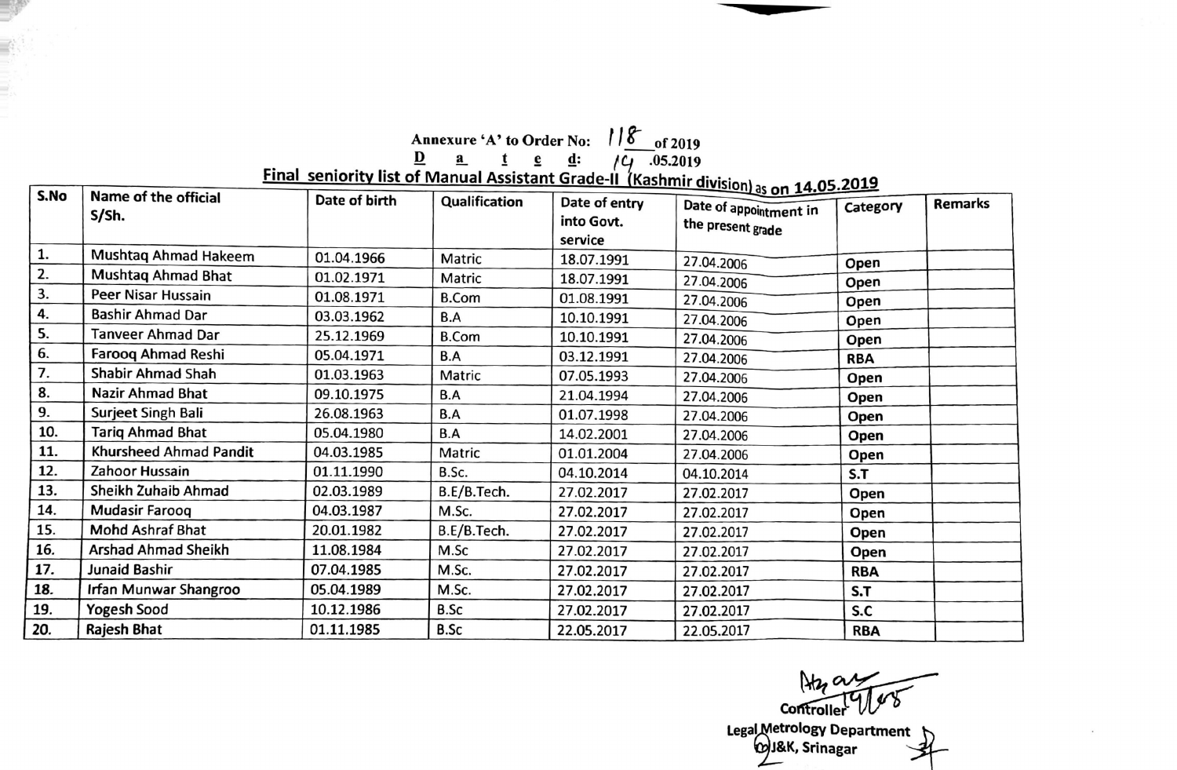Annexure 'A' to Order No: 118 of 2019

Dated: 14.05.2019

**Final seniority list of Manual Assistant Grade-II (Kashmir division) as on 14.05.2019**

| S.No | Name of the official S/Sh. | Date of birth | Qualification | Date of entry into Govt. service | Date of appointment in the present grade | Category | Remarks |
|---|---|---|---|---|---|---|---|
| 1. | Mushtaq Ahmad Hakeem | 01.04.1966 | Matric | 18.07.1991 | 27.04.2006 | Open | |
| 2. | Mushtaq Ahmad Bhat | 01.02.1971 | Matric | 18.07.1991 | 27.04.2006 | Open | |
| 3. | Peer Nisar Hussain | 01.08.1971 | B.Com | 01.08.1991 | 27.04.2006 | Open | |
| 4. | Bashir Ahmad Dar | 03.03.1962 | B.A | 10.10.1991 | 27.04.2006 | Open | |
| 5. | Tanveer Ahmad Dar | 25.12.1969 | B.Com | 10.10.1991 | 27.04.2006 | Open | |
| 6. | Farooq Ahmad Reshi | 05.04.1971 | B.A | 03.12.1991 | 27.04.2006 | RBA | |
| 7. | Shabir Ahmad Shah | 01.03.1963 | Matric | 07.05.1993 | 27.04.2006 | Open | |
| 8. | Nazir Ahmad Bhat | 09.10.1975 | B.A | 21.04.1994 | 27.04.2006 | Open | |
| 9. | Surjeet Singh Bali | 26.08.1963 | B.A | 01.07.1998 | 27.04.2006 | Open | |
| 10. | Tariq Ahmad Bhat | 05.04.1980 | B.A | 14.02.2001 | 27.04.2006 | Open | |
| 11. | Khursheed Ahmad Pandit | 04.03.1985 | Matric | 01.01.2004 | 27.04.2006 | Open | |
| 12. | Zahoor Hussain | 01.11.1990 | B.Sc. | 04.10.2014 | 04.10.2014 | S.T | |
| 13. | Sheikh Zuhaib Ahmad | 02.03.1989 | B.E/B.Tech. | 27.02.2017 | 27.02.2017 | Open | |
| 14. | Mudasir Farooq | 04.03.1987 | M.Sc. | 27.02.2017 | 27.02.2017 | Open | |
| 15. | Mohd Ashraf Bhat | 20.01.1982 | B.E/B.Tech. | 27.02.2017 | 27.02.2017 | Open | |
| 16. | Arshad Ahmad Sheikh | 11.08.1984 | M.Sc | 27.02.2017 | 27.02.2017 | Open | |
| 17. | Junaid Bashir | 07.04.1985 | M.Sc. | 27.02.2017 | 27.02.2017 | RBA | |
| 18. | Irfan Munwar Shangroo | 05.04.1989 | M.Sc. | 27.02.2017 | 27.02.2017 | S.T | |
| 19. | Yogesh Sood | 10.12.1986 | B.Sc | 27.02.2017 | 27.02.2017 | S.C | |
| 20. | Rajesh Bhat | 01.11.1985 | B.Sc | 22.05.2017 | 22.05.2017 | RBA | |

Controller
Legal Metrology Department
J&K, Srinagar